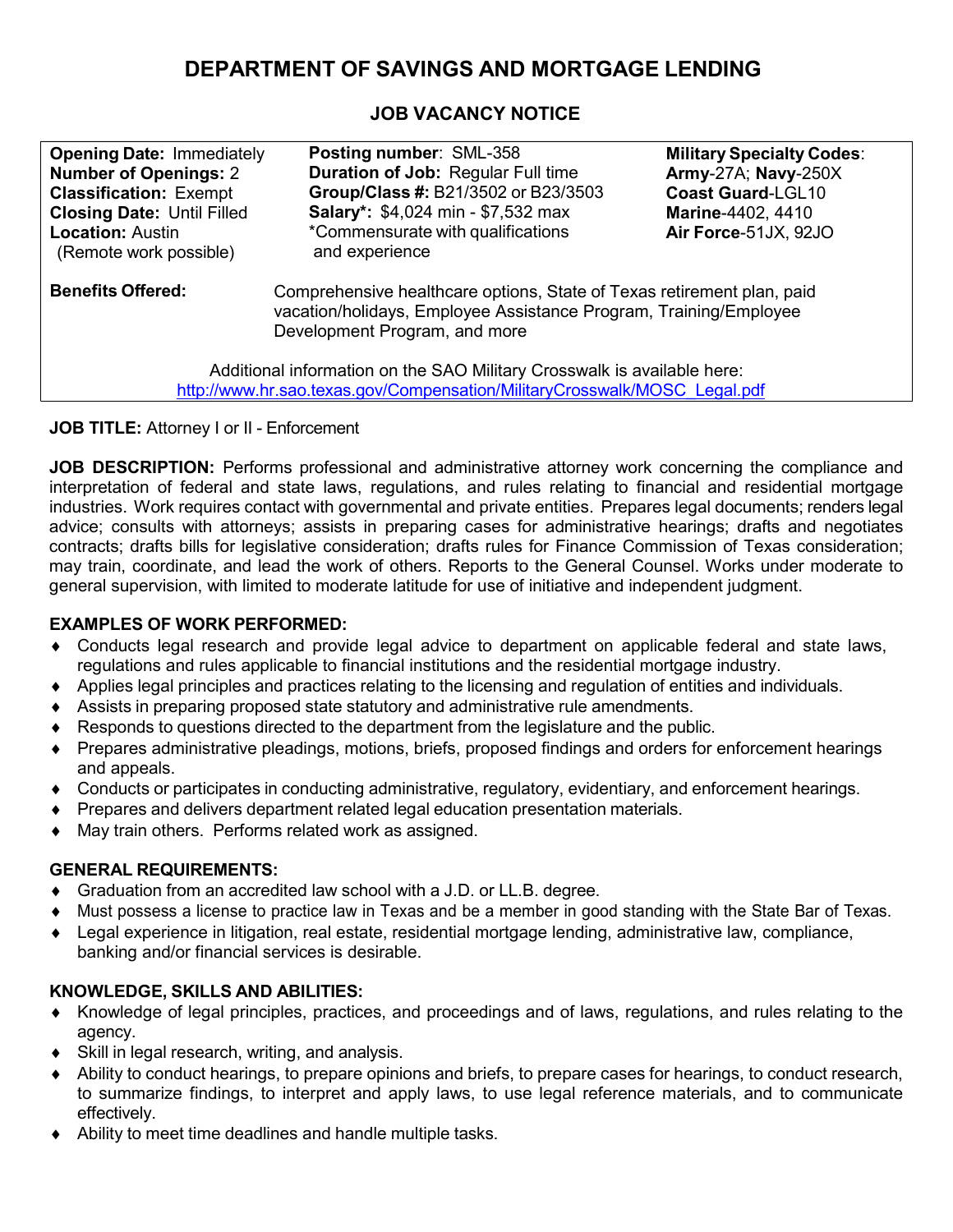# DEPARTMENT OF SAVINGS AND MORTGAGE LENDING

## JOB VACANCY NOTICE

| | | |
|---|---|---|
| **Opening Date:** Immediately<br>**Number of Openings:** 2<br>**Classification:** Exempt<br>**Closing Date:** Until Filled<br>**Location:** Austin<br>(Remote work possible) | **Posting number**: SML-358<br>**Duration of Job:** Regular Full time<br>**Group/Class #:** B21/3502 or B23/3503<br>**Salary\*:** $4,024 min - $7,532 max<br>\*Commensurate with qualifications and experience | **Military Specialty Codes**:<br>**Army**-27A; **Navy**-250X<br>**Coast Guard**-LGL10<br>**Marine**-4402, 4410<br>**Air Force**-51JX, 92JO |

**Benefits Offered:** Comprehensive healthcare options, State of Texas retirement plan, paid vacation/holidays, Employee Assistance Program, Training/Employee Development Program, and more

Additional information on the SAO Military Crosswalk is available here: [http://www.hr.sao.texas.gov/Compensation/MilitaryCrosswalk/MOSC_Legal.pdf](http://www.hr.sao.texas.gov/Compensation/MilitaryCrosswalk/MOSC_Legal.pdf)

**JOB TITLE:** Attorney I or II - Enforcement

**JOB DESCRIPTION:** Performs professional and administrative attorney work concerning the compliance and interpretation of federal and state laws, regulations, and rules relating to financial and residential mortgage industries. Work requires contact with governmental and private entities. Prepares legal documents; renders legal advice; consults with attorneys; assists in preparing cases for administrative hearings; drafts and negotiates contracts; drafts bills for legislative consideration; drafts rules for Finance Commission of Texas consideration; may train, coordinate, and lead the work of others. Reports to the General Counsel. Works under moderate to general supervision, with limited to moderate latitude for use of initiative and independent judgment.

### EXAMPLES OF WORK PERFORMED:

- Conducts legal research and provide legal advice to department on applicable federal and state laws, regulations and rules applicable to financial institutions and the residential mortgage industry.
- Applies legal principles and practices relating to the licensing and regulation of entities and individuals.
- Assists in preparing proposed state statutory and administrative rule amendments.
- Responds to questions directed to the department from the legislature and the public.
- Prepares administrative pleadings, motions, briefs, proposed findings and orders for enforcement hearings and appeals.
- Conducts or participates in conducting administrative, regulatory, evidentiary, and enforcement hearings.
- Prepares and delivers department related legal education presentation materials.
- May train others. Performs related work as assigned.

### GENERAL REQUIREMENTS:

- Graduation from an accredited law school with a J.D. or LL.B. degree.
- Must possess a license to practice law in Texas and be a member in good standing with the State Bar of Texas.
- Legal experience in litigation, real estate, residential mortgage lending, administrative law, compliance, banking and/or financial services is desirable.

### KNOWLEDGE, SKILLS AND ABILITIES:

- Knowledge of legal principles, practices, and proceedings and of laws, regulations, and rules relating to the agency.
- Skill in legal research, writing, and analysis.
- Ability to conduct hearings, to prepare opinions and briefs, to prepare cases for hearings, to conduct research, to summarize findings, to interpret and apply laws, to use legal reference materials, and to communicate effectively.
- Ability to meet time deadlines and handle multiple tasks.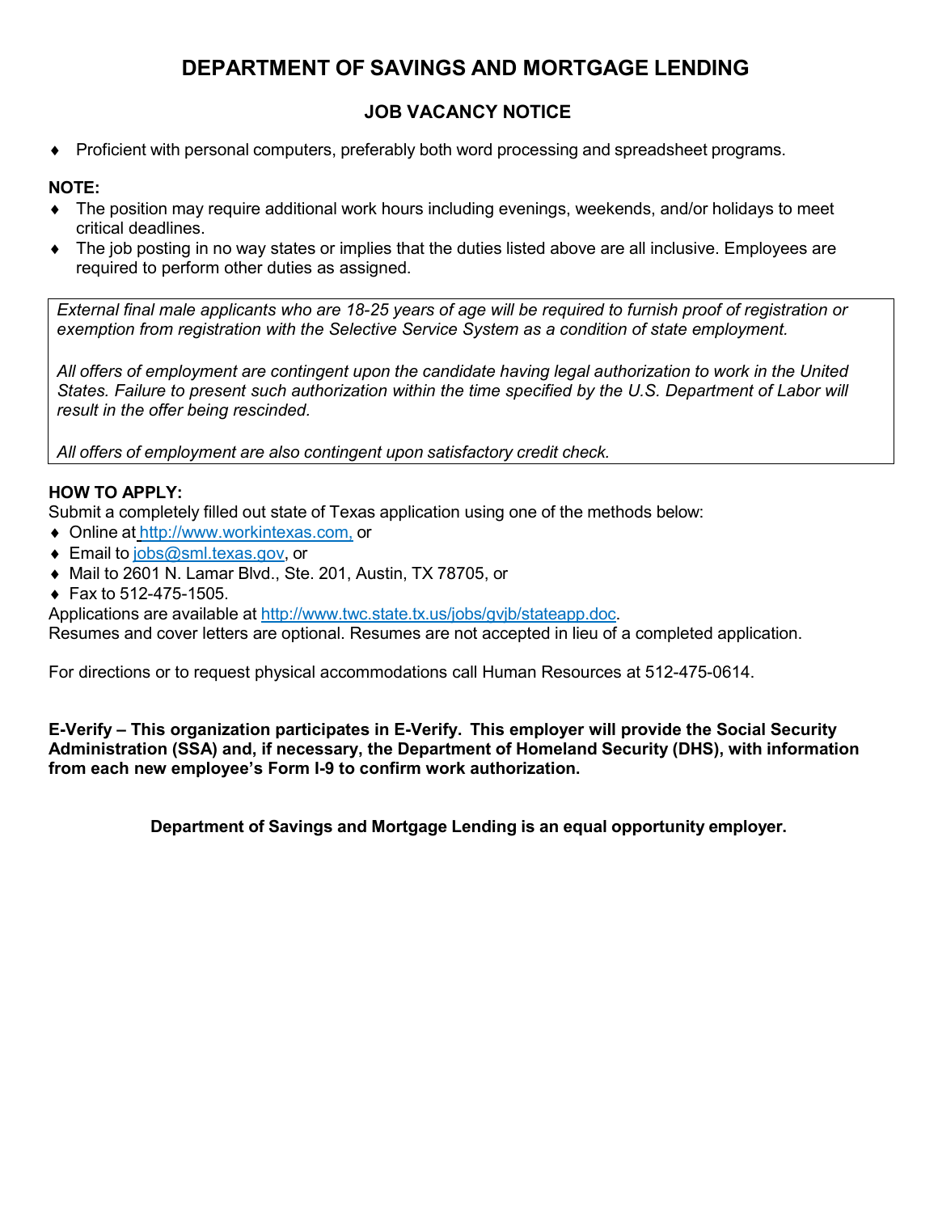# DEPARTMENT OF SAVINGS AND MORTGAGE LENDING

## JOB VACANCY NOTICE

- Proficient with personal computers, preferably both word processing and spreadsheet programs.

**NOTE:**

- The position may require additional work hours including evenings, weekends, and/or holidays to meet critical deadlines.
- The job posting in no way states or implies that the duties listed above are all inclusive. Employees are required to perform other duties as assigned.

*External final male applicants who are 18-25 years of age will be required to furnish proof of registration or exemption from registration with the Selective Service System as a condition of state employment.*

*All offers of employment are contingent upon the candidate having legal authorization to work in the United States. Failure to present such authorization within the time specified by the U.S. Department of Labor will result in the offer being rescinded.*

*All offers of employment are also contingent upon satisfactory credit check.*

**HOW TO APPLY:**

Submit a completely filled out state of Texas application using one of the methods below:

- Online at http://www.workintexas.com, or
- Email to jobs@sml.texas.gov, or
- Mail to 2601 N. Lamar Blvd., Ste. 201, Austin, TX 78705, or
- Fax to 512-475-1505.

Applications are available at http://www.twc.state.tx.us/jobs/gvjb/stateapp.doc.

Resumes and cover letters are optional. Resumes are not accepted in lieu of a completed application.

For directions or to request physical accommodations call Human Resources at 512-475-0614.

**E-Verify – This organization participates in E-Verify. This employer will provide the Social Security Administration (SSA) and, if necessary, the Department of Homeland Security (DHS), with information from each new employee's Form I-9 to confirm work authorization.**

**Department of Savings and Mortgage Lending is an equal opportunity employer.**